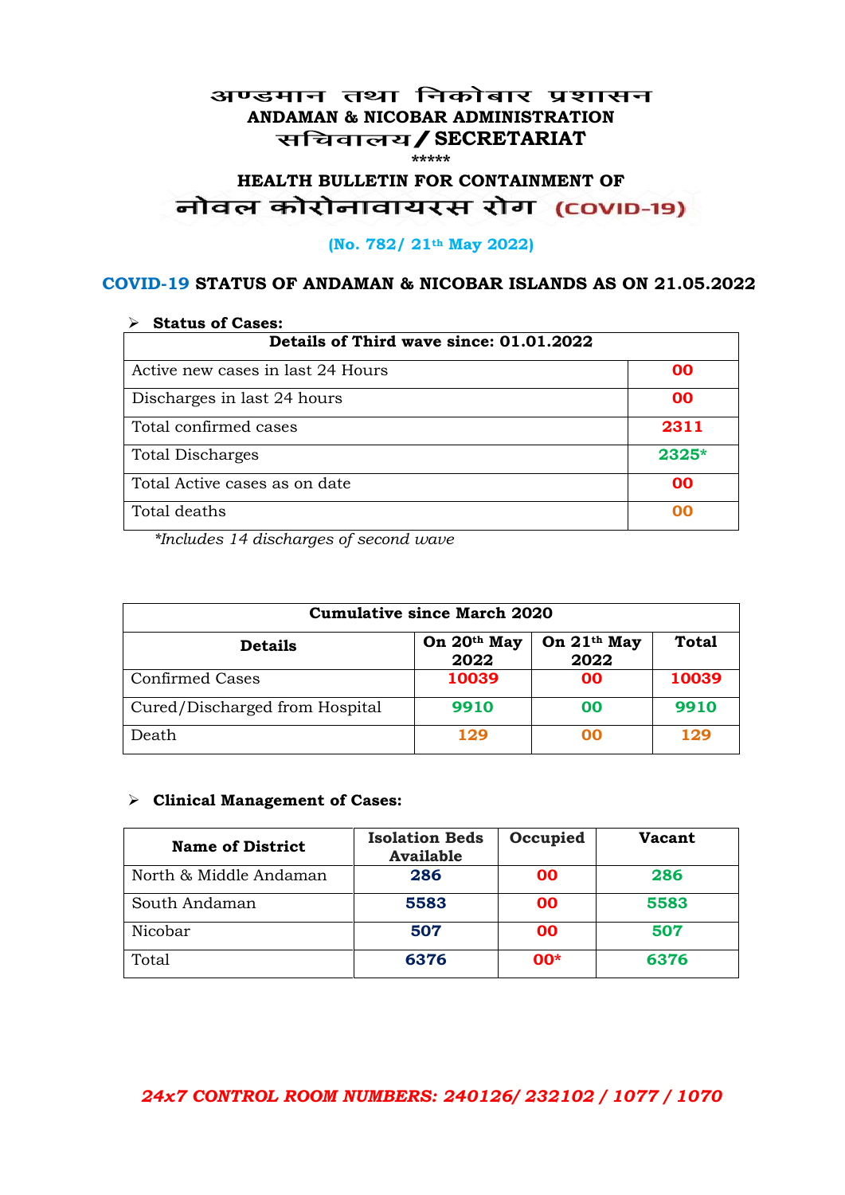# अण्डमान तथा निकोबार प्रशासन
## ANDAMAN & NICOBAR ADMINISTRATION
## सचिवालय / SECRETARIAT

\*\*\*\*\*

## HEALTH BULLETIN FOR CONTAINMENT OF
## नोवल कोरोनावायरस रोग (COVID-19)

**(No. 782/ 21th May 2022)**

### COVID-19 STATUS OF ANDAMAN & NICOBAR ISLANDS AS ON 21.05.2022

➢ **Status of Cases:**

| Details of Third wave since: 01.01.2022 | |
|---|---|
| Active new cases in last 24 Hours | 00 |
| Discharges in last 24 hours | 00 |
| Total confirmed cases | 2311 |
| Total Discharges | 2325* |
| Total Active cases as on date | 00 |
| Total deaths | 00 |

*\*Includes 14 discharges of second wave*

| Cumulative since March 2020 | | | |
|---|---|---|---|
| **Details** | **On 20th May 2022** | **On 21th May 2022** | **Total** |
| Confirmed Cases | 10039 | 00 | 10039 |
| Cured/Discharged from Hospital | 9910 | 00 | 9910 |
| Death | 129 | 00 | 129 |

➢ **Clinical Management of Cases:**

| Name of District | Isolation Beds Available | Occupied | Vacant |
|---|---|---|---|
| North & Middle Andaman | 286 | 00 | 286 |
| South Andaman | 5583 | 00 | 5583 |
| Nicobar | 507 | 00 | 507 |
| Total | 6376 | 00* | 6376 |

***24x7 CONTROL ROOM NUMBERS: 240126/ 232102 / 1077 / 1070***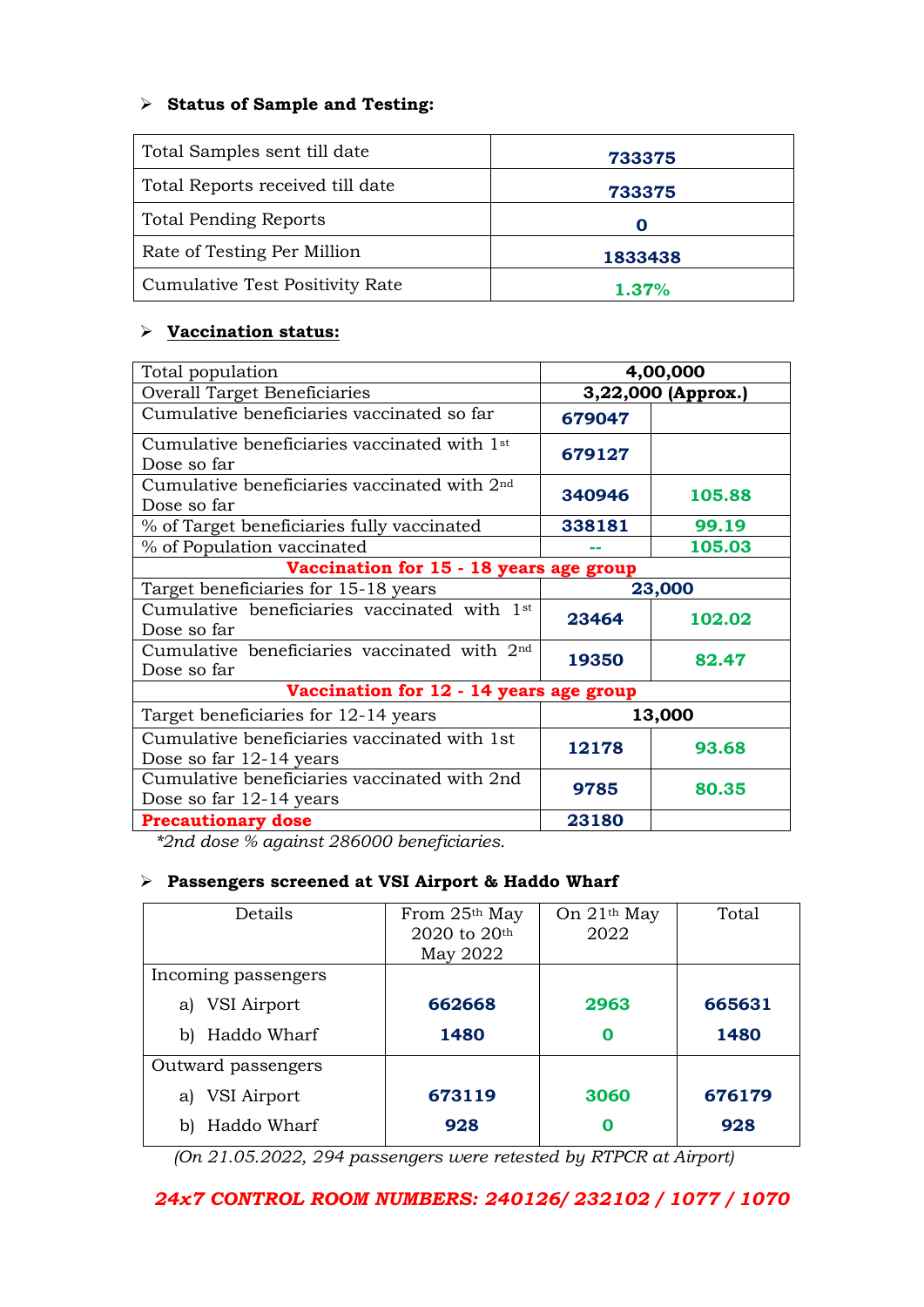- **Status of Sample and Testing:**

| | |
|---|---|
| Total Samples sent till date | **733375** |
| Total Reports received till date | **733375** |
| Total Pending Reports | **0** |
| Rate of Testing Per Million | **1833438** |
| Cumulative Test Positivity Rate | **1.37%** |

- **Vaccination status:**

| | | |
|---|---|---|
| Total population | **4,00,000** | |
| Overall Target Beneficiaries | **3,22,000 (Approx.)** | |
| Cumulative beneficiaries vaccinated so far | **679047** | |
| Cumulative beneficiaries vaccinated with 1st Dose so far | **679127** | |
| Cumulative beneficiaries vaccinated with 2nd Dose so far | **340946** | **105.88** |
| % of Target beneficiaries fully vaccinated | **338181** | **99.19** |
| % of Population vaccinated | **--** | **105.03** |
| **Vaccination for 15 - 18 years age group** | | |
| Target beneficiaries for 15-18 years | **23,000** | |
| Cumulative beneficiaries vaccinated with 1st Dose so far | **23464** | **102.02** |
| Cumulative beneficiaries vaccinated with 2nd Dose so far | **19350** | **82.47** |
| **Vaccination for 12 - 14 years age group** | | |
| Target beneficiaries for 12-14 years | **13,000** | |
| Cumulative beneficiaries vaccinated with 1st Dose so far 12-14 years | **12178** | **93.68** |
| Cumulative beneficiaries vaccinated with 2nd Dose so far 12-14 years | **9785** | **80.35** |
| **Precautionary dose** | **23180** | |

*\*2nd dose % against 286000 beneficiaries.*

- **Passengers screened at VSI Airport & Haddo Wharf**

| Details | From 25th May 2020 to 20th May 2022 | On 21th May 2022 | Total |
|---|---|---|---|
| Incoming passengers | | | |
| a) VSI Airport | **662668** | **2963** | **665631** |
| b) Haddo Wharf | **1480** | **0** | **1480** |
| Outward passengers | | | |
| a) VSI Airport | **673119** | **3060** | **676179** |
| b) Haddo Wharf | **928** | **0** | **928** |

*(On 21.05.2022, 294 passengers were retested by RTPCR at Airport)*

***24x7 CONTROL ROOM NUMBERS: 240126/ 232102 / 1077 / 1070***